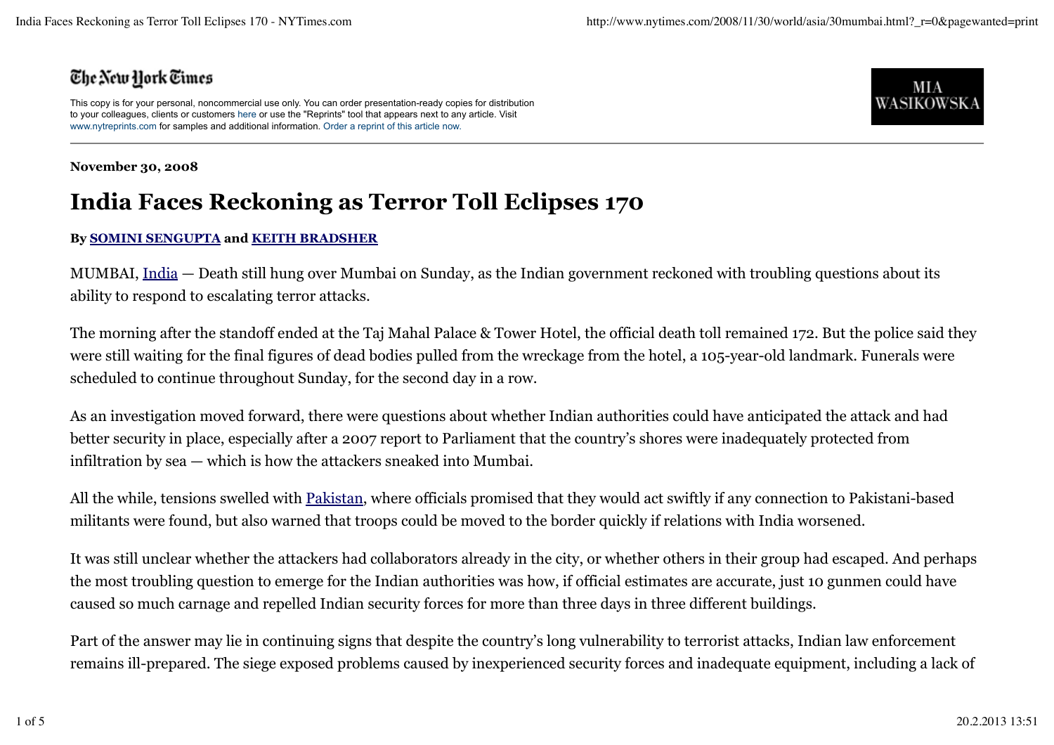**The New York Times**

This copy is for your personal, noncommercial use only. You can order presentation-ready copies for distribution to your colleagues, clients or customers here or use the "Reprints" tool that appears next to any article. Visit www.nytreprints.com for samples and additional information. Order a reprint of this article now.

MIA WASIKOWSKA

---

**November 30, 2008**

# India Faces Reckoning as Terror Toll Eclipses 170

**By SOMINI SENGUPTA and KEITH BRADSHER**

MUMBAI, India — Death still hung over Mumbai on Sunday, as the Indian government reckoned with troubling questions about its ability to respond to escalating terror attacks.

The morning after the standoff ended at the Taj Mahal Palace & Tower Hotel, the official death toll remained 172. But the police said they were still waiting for the final figures of dead bodies pulled from the wreckage from the hotel, a 105-year-old landmark. Funerals were scheduled to continue throughout Sunday, for the second day in a row.

As an investigation moved forward, there were questions about whether Indian authorities could have anticipated the attack and had better security in place, especially after a 2007 report to Parliament that the country's shores were inadequately protected from infiltration by sea — which is how the attackers sneaked into Mumbai.

All the while, tensions swelled with Pakistan, where officials promised that they would act swiftly if any connection to Pakistani-based militants were found, but also warned that troops could be moved to the border quickly if relations with India worsened.

It was still unclear whether the attackers had collaborators already in the city, or whether others in their group had escaped. And perhaps the most troubling question to emerge for the Indian authorities was how, if official estimates are accurate, just 10 gunmen could have caused so much carnage and repelled Indian security forces for more than three days in three different buildings.

Part of the answer may lie in continuing signs that despite the country's long vulnerability to terrorist attacks, Indian law enforcement remains ill-prepared. The siege exposed problems caused by inexperienced security forces and inadequate equipment, including a lack of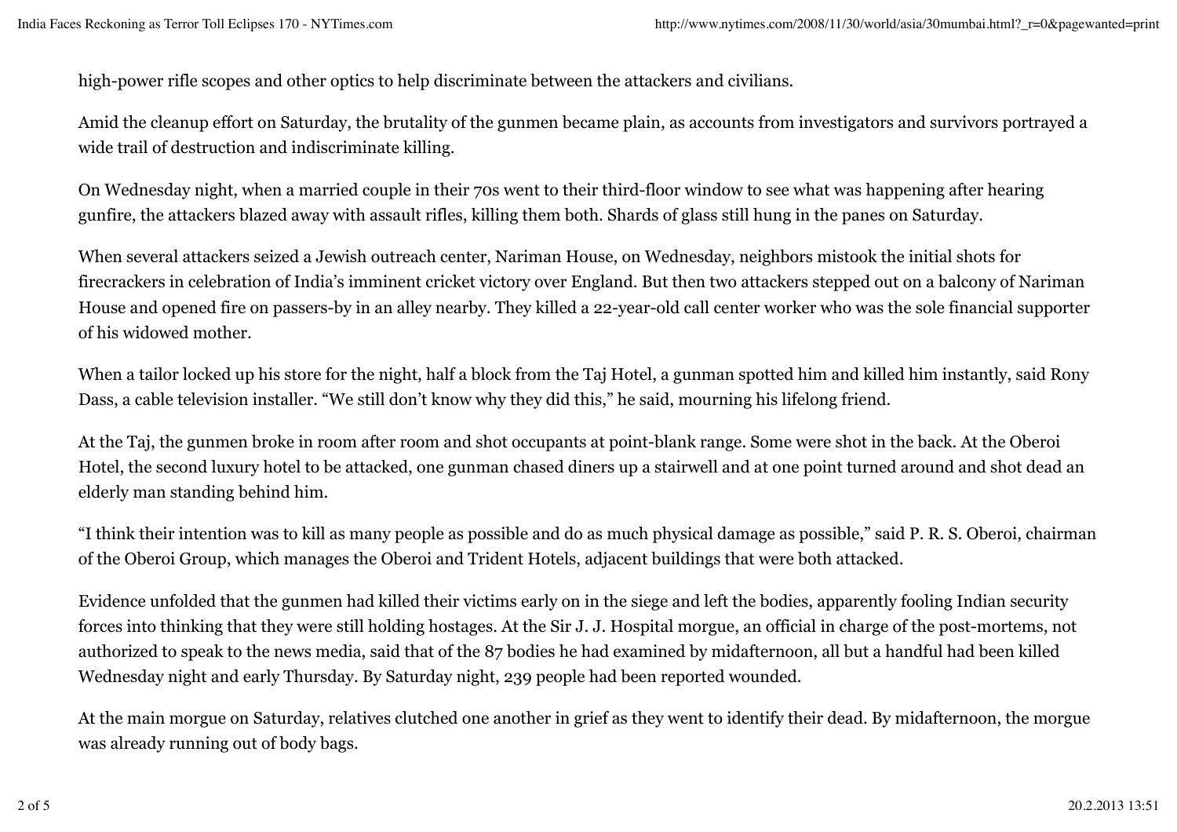high-power rifle scopes and other optics to help discriminate between the attackers and civilians.

Amid the cleanup effort on Saturday, the brutality of the gunmen became plain, as accounts from investigators and survivors portrayed a wide trail of destruction and indiscriminate killing.

On Wednesday night, when a married couple in their 70s went to their third-floor window to see what was happening after hearing gunfire, the attackers blazed away with assault rifles, killing them both. Shards of glass still hung in the panes on Saturday.

When several attackers seized a Jewish outreach center, Nariman House, on Wednesday, neighbors mistook the initial shots for firecrackers in celebration of India's imminent cricket victory over England. But then two attackers stepped out on a balcony of Nariman House and opened fire on passers-by in an alley nearby. They killed a 22-year-old call center worker who was the sole financial supporter of his widowed mother.

When a tailor locked up his store for the night, half a block from the Taj Hotel, a gunman spotted him and killed him instantly, said Rony Dass, a cable television installer. "We still don't know why they did this," he said, mourning his lifelong friend.

At the Taj, the gunmen broke in room after room and shot occupants at point-blank range. Some were shot in the back. At the Oberoi Hotel, the second luxury hotel to be attacked, one gunman chased diners up a stairwell and at one point turned around and shot dead an elderly man standing behind him.

"I think their intention was to kill as many people as possible and do as much physical damage as possible," said P. R. S. Oberoi, chairman of the Oberoi Group, which manages the Oberoi and Trident Hotels, adjacent buildings that were both attacked.

Evidence unfolded that the gunmen had killed their victims early on in the siege and left the bodies, apparently fooling Indian security forces into thinking that they were still holding hostages. At the Sir J. J. Hospital morgue, an official in charge of the post-mortems, not authorized to speak to the news media, said that of the 87 bodies he had examined by midafternoon, all but a handful had been killed Wednesday night and early Thursday. By Saturday night, 239 people had been reported wounded.

At the main morgue on Saturday, relatives clutched one another in grief as they went to identify their dead. By midafternoon, the morgue was already running out of body bags.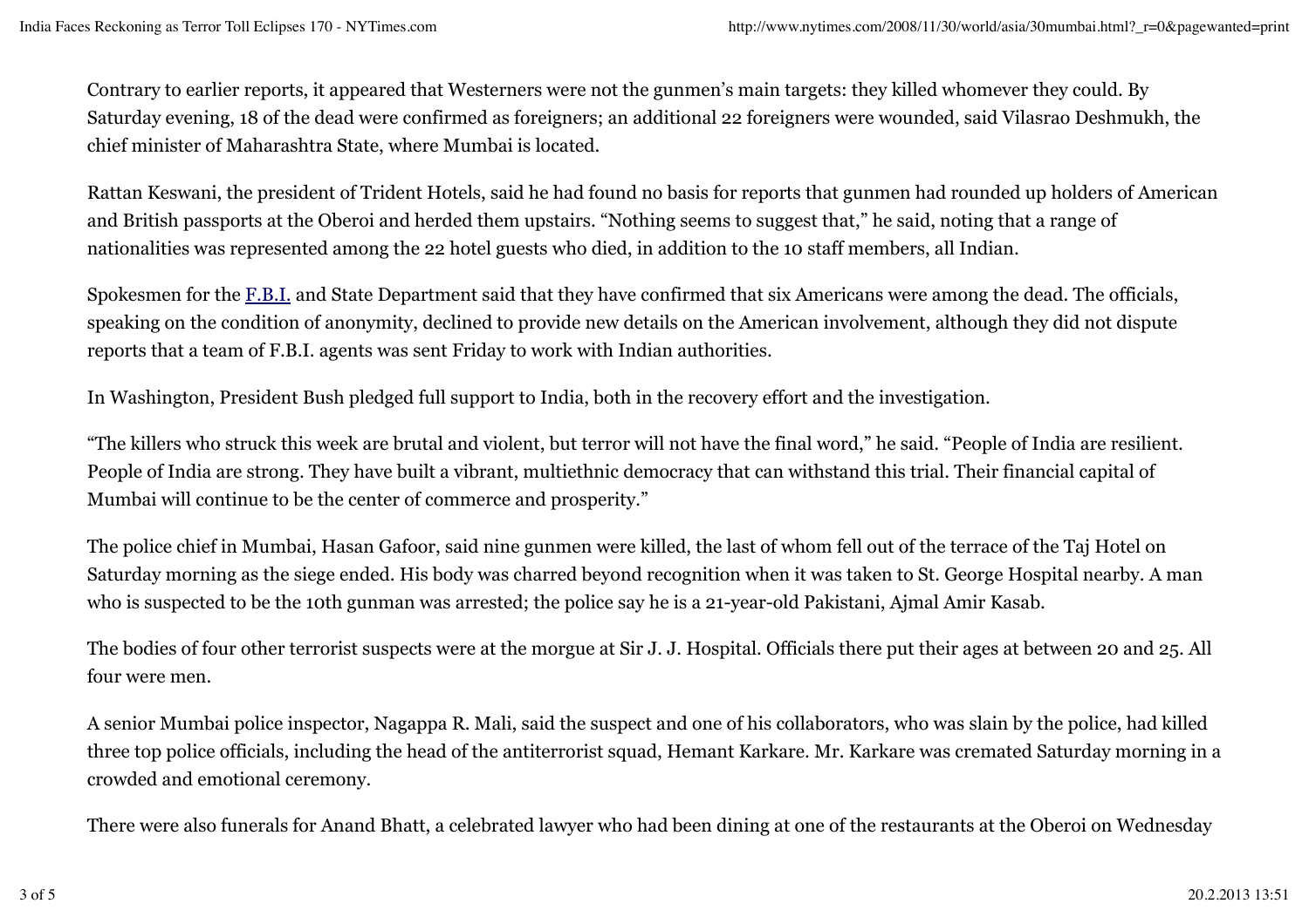Contrary to earlier reports, it appeared that Westerners were not the gunmen's main targets: they killed whomever they could. By Saturday evening, 18 of the dead were confirmed as foreigners; an additional 22 foreigners were wounded, said Vilasrao Deshmukh, the chief minister of Maharashtra State, where Mumbai is located.

Rattan Keswani, the president of Trident Hotels, said he had found no basis for reports that gunmen had rounded up holders of American and British passports at the Oberoi and herded them upstairs. "Nothing seems to suggest that," he said, noting that a range of nationalities was represented among the 22 hotel guests who died, in addition to the 10 staff members, all Indian.

Spokesmen for the F.B.I. and State Department said that they have confirmed that six Americans were among the dead. The officials, speaking on the condition of anonymity, declined to provide new details on the American involvement, although they did not dispute reports that a team of F.B.I. agents was sent Friday to work with Indian authorities.

In Washington, President Bush pledged full support to India, both in the recovery effort and the investigation.

"The killers who struck this week are brutal and violent, but terror will not have the final word," he said. "People of India are resilient. People of India are strong. They have built a vibrant, multiethnic democracy that can withstand this trial. Their financial capital of Mumbai will continue to be the center of commerce and prosperity."

The police chief in Mumbai, Hasan Gafoor, said nine gunmen were killed, the last of whom fell out of the terrace of the Taj Hotel on Saturday morning as the siege ended. His body was charred beyond recognition when it was taken to St. George Hospital nearby. A man who is suspected to be the 10th gunman was arrested; the police say he is a 21-year-old Pakistani, Ajmal Amir Kasab.

The bodies of four other terrorist suspects were at the morgue at Sir J. J. Hospital. Officials there put their ages at between 20 and 25. All four were men.

A senior Mumbai police inspector, Nagappa R. Mali, said the suspect and one of his collaborators, who was slain by the police, had killed three top police officials, including the head of the antiterrorist squad, Hemant Karkare. Mr. Karkare was cremated Saturday morning in a crowded and emotional ceremony.

There were also funerals for Anand Bhatt, a celebrated lawyer who had been dining at one of the restaurants at the Oberoi on Wednesday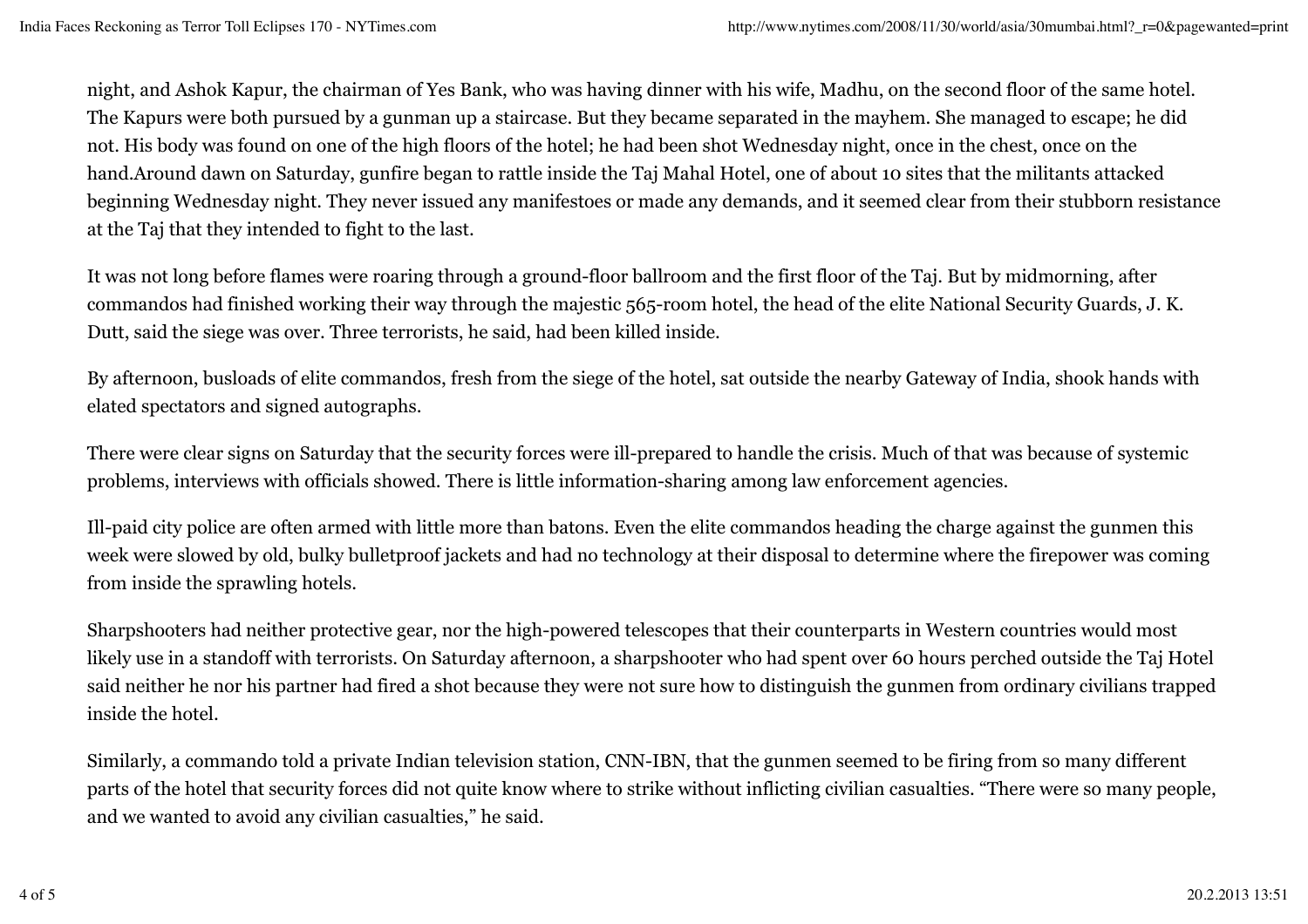night, and Ashok Kapur, the chairman of Yes Bank, who was having dinner with his wife, Madhu, on the second floor of the same hotel. The Kapurs were both pursued by a gunman up a staircase. But they became separated in the mayhem. She managed to escape; he did not. His body was found on one of the high floors of the hotel; he had been shot Wednesday night, once in the chest, once on the hand.Around dawn on Saturday, gunfire began to rattle inside the Taj Mahal Hotel, one of about 10 sites that the militants attacked beginning Wednesday night. They never issued any manifestoes or made any demands, and it seemed clear from their stubborn resistance at the Taj that they intended to fight to the last.

It was not long before flames were roaring through a ground-floor ballroom and the first floor of the Taj. But by midmorning, after commandos had finished working their way through the majestic 565-room hotel, the head of the elite National Security Guards, J. K. Dutt, said the siege was over. Three terrorists, he said, had been killed inside.

By afternoon, busloads of elite commandos, fresh from the siege of the hotel, sat outside the nearby Gateway of India, shook hands with elated spectators and signed autographs.

There were clear signs on Saturday that the security forces were ill-prepared to handle the crisis. Much of that was because of systemic problems, interviews with officials showed. There is little information-sharing among law enforcement agencies.

Ill-paid city police are often armed with little more than batons. Even the elite commandos heading the charge against the gunmen this week were slowed by old, bulky bulletproof jackets and had no technology at their disposal to determine where the firepower was coming from inside the sprawling hotels.

Sharpshooters had neither protective gear, nor the high-powered telescopes that their counterparts in Western countries would most likely use in a standoff with terrorists. On Saturday afternoon, a sharpshooter who had spent over 60 hours perched outside the Taj Hotel said neither he nor his partner had fired a shot because they were not sure how to distinguish the gunmen from ordinary civilians trapped inside the hotel.

Similarly, a commando told a private Indian television station, CNN-IBN, that the gunmen seemed to be firing from so many different parts of the hotel that security forces did not quite know where to strike without inflicting civilian casualties. “There were so many people, and we wanted to avoid any civilian casualties,” he said.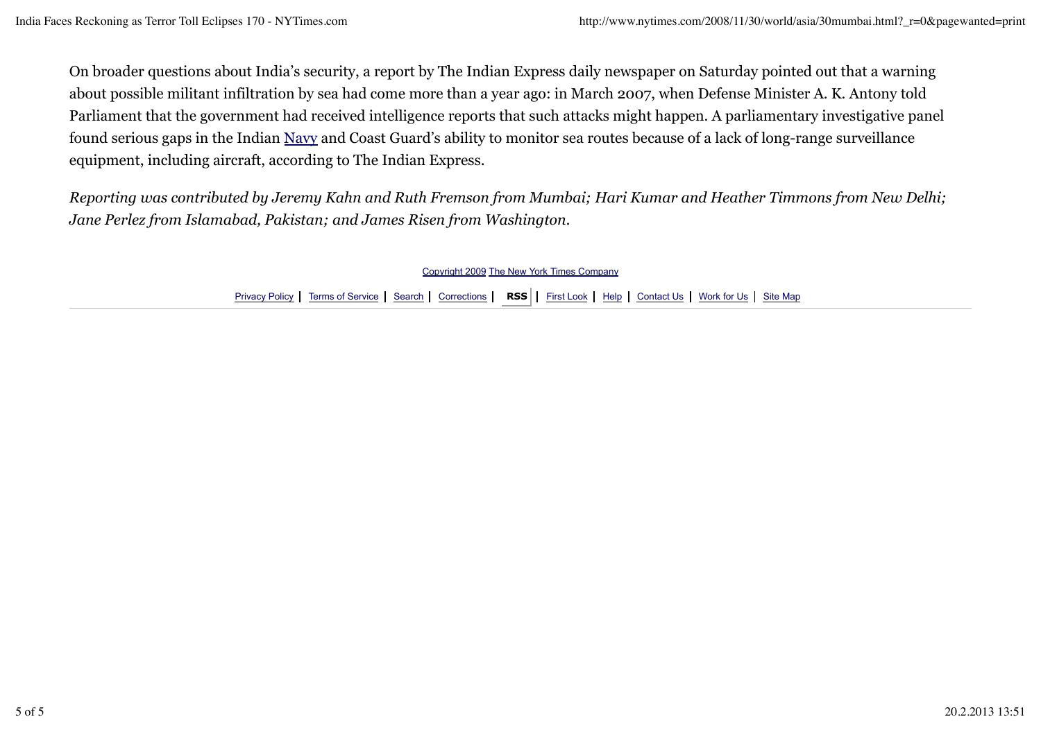On broader questions about India's security, a report by The Indian Express daily newspaper on Saturday pointed out that a warning about possible militant infiltration by sea had come more than a year ago: in March 2007, when Defense Minister A. K. Antony told Parliament that the government had received intelligence reports that such attacks might happen. A parliamentary investigative panel found serious gaps in the Indian Navy and Coast Guard's ability to monitor sea routes because of a lack of long-range surveillance equipment, including aircraft, according to The Indian Express.

*Reporting was contributed by Jeremy Kahn and Ruth Fremson from Mumbai; Hari Kumar and Heather Timmons from New Delhi; Jane Perlez from Islamabad, Pakistan; and James Risen from Washington.*

Copyright 2009 The New York Times Company

Privacy Policy | Terms of Service | Search | Corrections | RSS | First Look | Help | Contact Us | Work for Us | Site Map